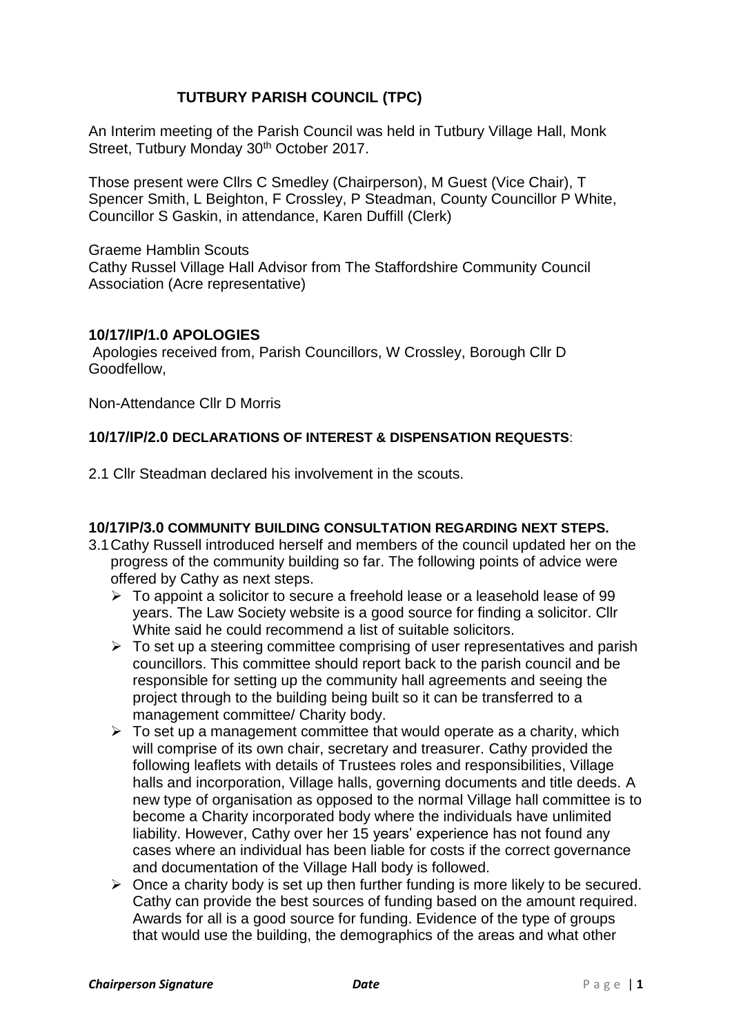# TUTBURY PARISH COUNCIL (TPC)

An Interim meeting of the Parish Council was held in Tutbury Village Hall, Monk Street, Tutbury Monday 30th October 2017.

Those present were Cllrs C Smedley (Chairperson), M Guest (Vice Chair), T Spencer Smith, L Beighton, F Crossley, P Steadman, County Councillor P White, Councillor S Gaskin, in attendance, Karen Duffill (Clerk)

Graeme Hamblin Scouts
Cathy Russel Village Hall Advisor from The Staffordshire Community Council Association (Acre representative)

## 10/17/IP/1.0 APOLOGIES

Apologies received from, Parish Councillors, W Crossley, Borough Cllr D Goodfellow,

Non-Attendance Cllr D Morris

## 10/17/IP/2.0 DECLARATIONS OF INTEREST & DISPENSATION REQUESTS:

2.1 Cllr Steadman declared his involvement in the scouts.

## 10/17IP/3.0 COMMUNITY BUILDING CONSULTATION REGARDING NEXT STEPS.

3.1 Cathy Russell introduced herself and members of the council updated her on the progress of the community building so far. The following points of advice were offered by Cathy as next steps.

- To appoint a solicitor to secure a freehold lease or a leasehold lease of 99 years. The Law Society website is a good source for finding a solicitor. Cllr White said he could recommend a list of suitable solicitors.
- To set up a steering committee comprising of user representatives and parish councillors. This committee should report back to the parish council and be responsible for setting up the community hall agreements and seeing the project through to the building being built so it can be transferred to a management committee/ Charity body.
- To set up a management committee that would operate as a charity, which will comprise of its own chair, secretary and treasurer. Cathy provided the following leaflets with details of Trustees roles and responsibilities, Village halls and incorporation, Village halls, governing documents and title deeds. A new type of organisation as opposed to the normal Village hall committee is to become a Charity incorporated body where the individuals have unlimited liability. However, Cathy over her 15 years' experience has not found any cases where an individual has been liable for costs if the correct governance and documentation of the Village Hall body is followed.
- Once a charity body is set up then further funding is more likely to be secured. Cathy can provide the best sources of funding based on the amount required. Awards for all is a good source for funding. Evidence of the type of groups that would use the building, the demographics of the areas and what other

*Chairperson Signature* *Date*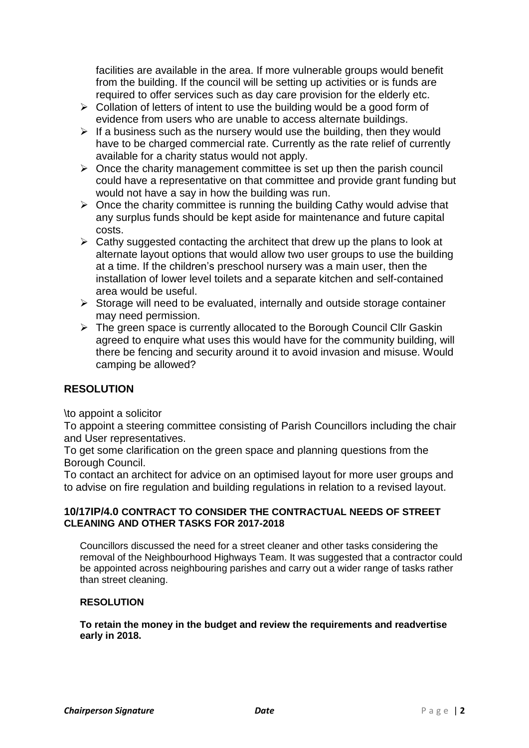facilities are available in the area. If more vulnerable groups would benefit from the building. If the council will be setting up activities or is funds are required to offer services such as day care provision for the elderly etc.

- Collation of letters of intent to use the building would be a good form of evidence from users who are unable to access alternate buildings.
- If a business such as the nursery would use the building, then they would have to be charged commercial rate. Currently as the rate relief of currently available for a charity status would not apply.
- Once the charity management committee is set up then the parish council could have a representative on that committee and provide grant funding but would not have a say in how the building was run.
- Once the charity committee is running the building Cathy would advise that any surplus funds should be kept aside for maintenance and future capital costs.
- Cathy suggested contacting the architect that drew up the plans to look at alternate layout options that would allow two user groups to use the building at a time. If the children's preschool nursery was a main user, then the installation of lower level toilets and a separate kitchen and self-contained area would be useful.
- Storage will need to be evaluated, internally and outside storage container may need permission.
- The green space is currently allocated to the Borough Council Cllr Gaskin agreed to enquire what uses this would have for the community building, will there be fencing and security around it to avoid invasion and misuse. Would camping be allowed?

## RESOLUTION

\to appoint a solicitor

To appoint a steering committee consisting of Parish Councillors including the chair and User representatives.

To get some clarification on the green space and planning questions from the Borough Council.

To contact an architect for advice on an optimised layout for more user groups and to advise on fire regulation and building regulations in relation to a revised layout.

### 10/17IP/4.0 CONTRACT TO CONSIDER THE CONTRACTUAL NEEDS OF STREET CLEANING AND OTHER TASKS FOR 2017-2018

Councillors discussed the need for a street cleaner and other tasks considering the removal of the Neighbourhood Highways Team. It was suggested that a contractor could be appointed across neighbouring parishes and carry out a wider range of tasks rather than street cleaning.

**RESOLUTION**

**To retain the money in the budget and review the requirements and readvertise early in 2018.**

***Chairperson Signature*** ***Date***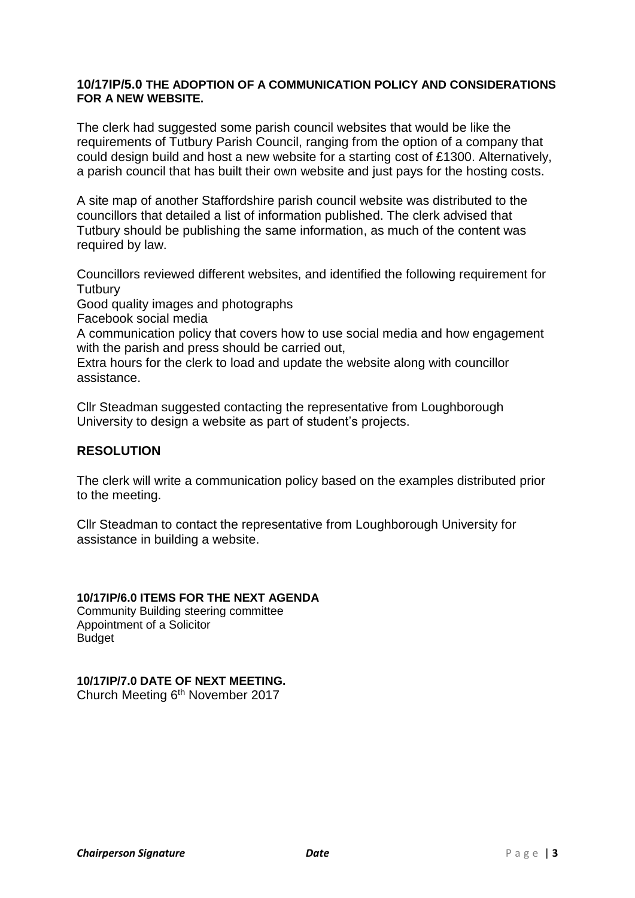**10/17IP/5.0 THE ADOPTION OF A COMMUNICATION POLICY AND CONSIDERATIONS FOR A NEW WEBSITE.**

The clerk had suggested some parish council websites that would be like the requirements of Tutbury Parish Council, ranging from the option of a company that could design build and host a new website for a starting cost of £1300. Alternatively, a parish council that has built their own website and just pays for the hosting costs.

A site map of another Staffordshire parish council website was distributed to the councillors that detailed a list of information published. The clerk advised that Tutbury should be publishing the same information, as much of the content was required by law.

Councillors reviewed different websites, and identified the following requirement for Tutbury

Good quality images and photographs

Facebook social media

A communication policy that covers how to use social media and how engagement with the parish and press should be carried out,

Extra hours for the clerk to load and update the website along with councillor assistance.

Cllr Steadman suggested contacting the representative from Loughborough University to design a website as part of student's projects.

## RESOLUTION

The clerk will write a communication policy based on the examples distributed prior to the meeting.

Cllr Steadman to contact the representative from Loughborough University for assistance in building a website.

**10/17IP/6.0 ITEMS FOR THE NEXT AGENDA**

Community Building steering committee
Appointment of a Solicitor
Budget

**10/17IP/7.0 DATE OF NEXT MEETING.**

Church Meeting 6th November 2017

***Chairperson Signature*** ***Date***